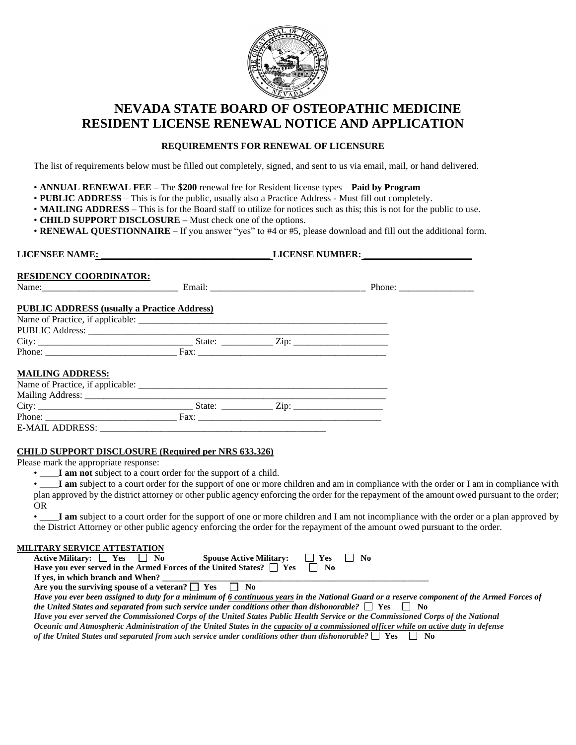# NEVADA STATE BOARD OF OSTEOPATHIC MEDICINE
# RESIDENT LICENSE RENEWAL NOTICE AND APPLICATION

**REQUIREMENTS FOR RENEWAL OF LICENSURE**

The list of requirements below must be filled out completely, signed, and sent to us via email, mail, or hand delivered.

- **ANNUAL RENEWAL FEE –** The **$200** renewal fee for Resident license types – **Paid by Program**
- **PUBLIC ADDRESS** – This is for the public, usually also a Practice Address - Must fill out completely.
- **MAILING ADDRESS –** This is for the Board staff to utilize for notices such as this; this is not for the public to use.
- **CHILD SUPPORT DISCLOSURE –** Must check one of the options.
- **RENEWAL QUESTIONNAIRE** – If you answer "yes" to #4 or #5, please download and fill out the additional form.

**LICENSEE NAME:** ___________________________________ **LICENSE NUMBER:** ______________________

**RESIDENCY COORDINATOR:**

Name:_____________________________ Email: _________________________________ Phone: ________________

**PUBLIC ADDRESS (usually a Practice Address)**

Name of Practice, if applicable: _______________________________________________________

PUBLIC Address: ______________________________________________________________

City: ________________________________ State: ___________ Zip: ____________________

Phone: ____________________________ Fax: __________________________________________

**MAILING ADDRESS:**

Name of Practice, if applicable: _______________________________________________________

Mailing Address: ______________________________________________________________

City: ________________________________ State: ___________ Zip: ___________________

Phone: ____________________________ Fax: _________________________________________

E-MAIL ADDRESS: ______________________________________________

**CHILD SUPPORT DISCLOSURE (Required per NRS 633.326)**

Please mark the appropriate response:

- ____**I am not** subject to a court order for the support of a child.
- ____**I am** subject to a court order for the support of one or more children and am in compliance with the order or I am in compliance with plan approved by the district attorney or other public agency enforcing the order for the repayment of the amount owed pursuant to the order; OR
- ____**I am** subject to a court order for the support of one or more children and I am not incompliance with the order or a plan approved by the District Attorney or other public agency enforcing the order for the repayment of the amount owed pursuant to the order.

**MILITARY SERVICE ATTESTATION**

**Active Military:** ☐ **Yes** ☐ **No** **Spouse Active Military:** ☐ **Yes** ☐ **No**

**Have you ever served in the Armed Forces of the United States?** ☐ **Yes** ☐ **No**

**If yes, in which branch and When?** ____________________________________________________________

**Are you the surviving spouse of a veteran?** ☐ **Yes** ☐ **No**

***Have you ever been assigned to duty for a minimum of 6 continuous years in the National Guard or a reserve component of the Armed Forces of the United States and separated from such service under conditions other than dishonorable?*** ☐ **Yes** ☐ **No**

***Have you ever served the Commissioned Corps of the United States Public Health Service or the Commissioned Corps of the National Oceanic and Atmospheric Administration of the United States in the capacity of a commissioned officer while on active duty in defense of the United States and separated from such service under conditions other than dishonorable?*** ☐ **Yes** ☐ **No**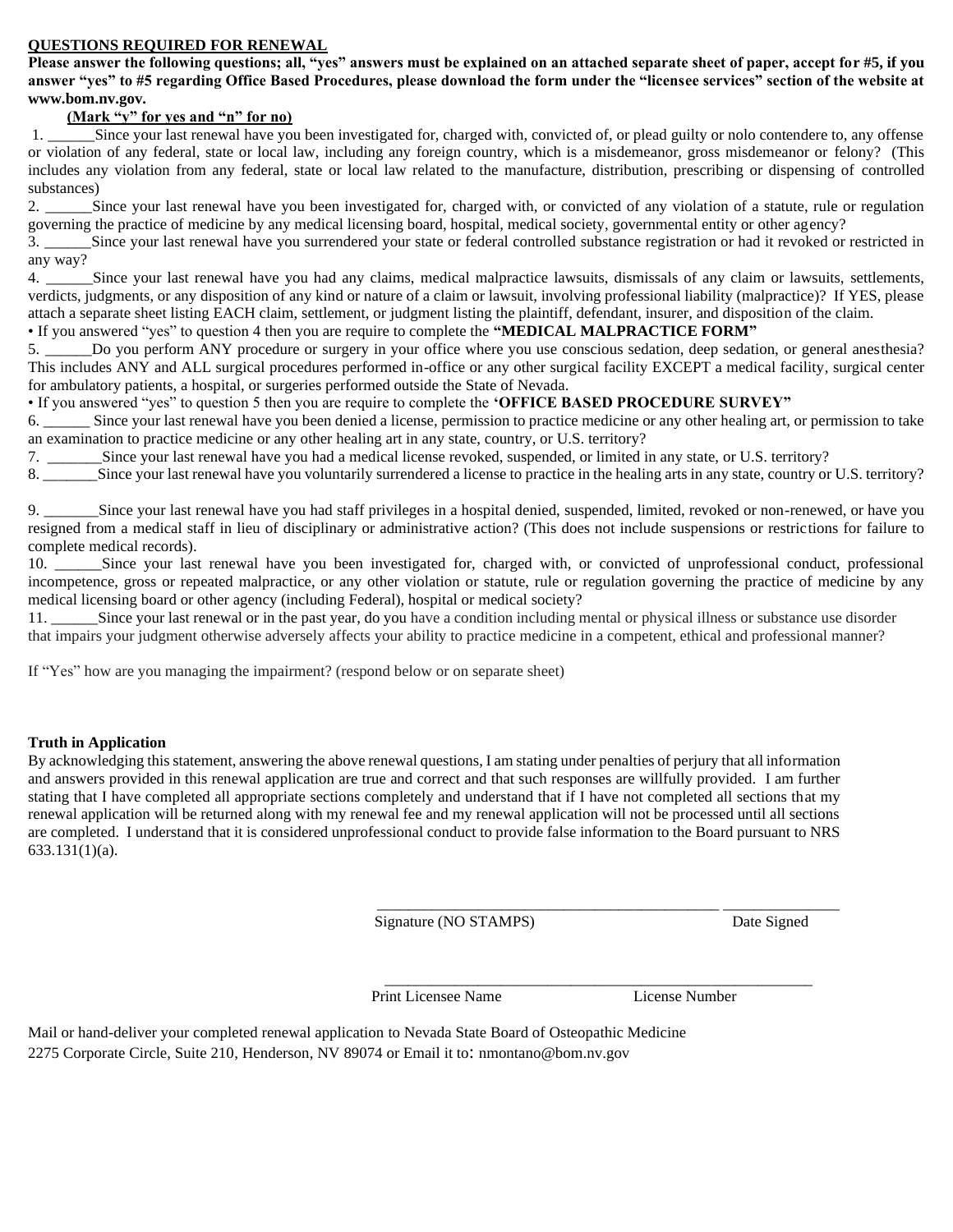**QUESTIONS REQUIRED FOR RENEWAL**

**Please answer the following questions; all, "yes" answers must be explained on an attached separate sheet of paper, accept for #5, if you answer "yes" to #5 regarding Office Based Procedures, please download the form under the "licensee services" section of the website at www.bom.nv.gov.**

**(Mark "y" for yes and "n" for no)**

1. ______Since your last renewal have you been investigated for, charged with, convicted of, or plead guilty or nolo contendere to, any offense or violation of any federal, state or local law, including any foreign country, which is a misdemeanor, gross misdemeanor or felony? (This includes any violation from any federal, state or local law related to the manufacture, distribution, prescribing or dispensing of controlled substances)

2. ______Since your last renewal have you been investigated for, charged with, or convicted of any violation of a statute, rule or regulation governing the practice of medicine by any medical licensing board, hospital, medical society, governmental entity or other agency?

3. ______Since your last renewal have you surrendered your state or federal controlled substance registration or had it revoked or restricted in any way?

4. ______Since your last renewal have you had any claims, medical malpractice lawsuits, dismissals of any claim or lawsuits, settlements, verdicts, judgments, or any disposition of any kind or nature of a claim or lawsuit, involving professional liability (malpractice)? If YES, please attach a separate sheet listing EACH claim, settlement, or judgment listing the plaintiff, defendant, insurer, and disposition of the claim.

• If you answered "yes" to question 4 then you are require to complete the **"MEDICAL MALPRACTICE FORM"**

5. ______Do you perform ANY procedure or surgery in your office where you use conscious sedation, deep sedation, or general anesthesia? This includes ANY and ALL surgical procedures performed in-office or any other surgical facility EXCEPT a medical facility, surgical center for ambulatory patients, a hospital, or surgeries performed outside the State of Nevada.

• If you answered "yes" to question 5 then you are require to complete the **'OFFICE BASED PROCEDURE SURVEY"**

6. ______ Since your last renewal have you been denied a license, permission to practice medicine or any other healing art, or permission to take an examination to practice medicine or any other healing art in any state, country, or U.S. territory?

7. _______Since your last renewal have you had a medical license revoked, suspended, or limited in any state, or U.S. territory?

8. _______Since your last renewal have you voluntarily surrendered a license to practice in the healing arts in any state, country or U.S. territory?

9. _______Since your last renewal have you had staff privileges in a hospital denied, suspended, limited, revoked or non-renewed, or have you resigned from a medical staff in lieu of disciplinary or administrative action? (This does not include suspensions or restrictions for failure to complete medical records).

10. ______Since your last renewal have you been investigated for, charged with, or convicted of unprofessional conduct, professional incompetence, gross or repeated malpractice, or any other violation or statute, rule or regulation governing the practice of medicine by any medical licensing board or other agency (including Federal), hospital or medical society?

11. ______Since your last renewal or in the past year, do you have a condition including mental or physical illness or substance use disorder that impairs your judgment otherwise adversely affects your ability to practice medicine in a competent, ethical and professional manner?

If "Yes" how are you managing the impairment? (respond below or on separate sheet)

**Truth in Application**

By acknowledging this statement, answering the above renewal questions, I am stating under penalties of perjury that all information and answers provided in this renewal application are true and correct and that such responses are willfully provided. I am further stating that I have completed all appropriate sections completely and understand that if I have not completed all sections that my renewal application will be returned along with my renewal fee and my renewal application will not be processed until all sections are completed. I understand that it is considered unprofessional conduct to provide false information to the Board pursuant to NRS 633.131(1)(a).

_______________________________________________ _______________

Signature (NO STAMPS) Date Signed

_______________________________________________________________

Print Licensee Name License Number

Mail or hand-deliver your completed renewal application to Nevada State Board of Osteopathic Medicine
2275 Corporate Circle, Suite 210, Henderson, NV 89074 or Email it to: nmontano@bom.nv.gov